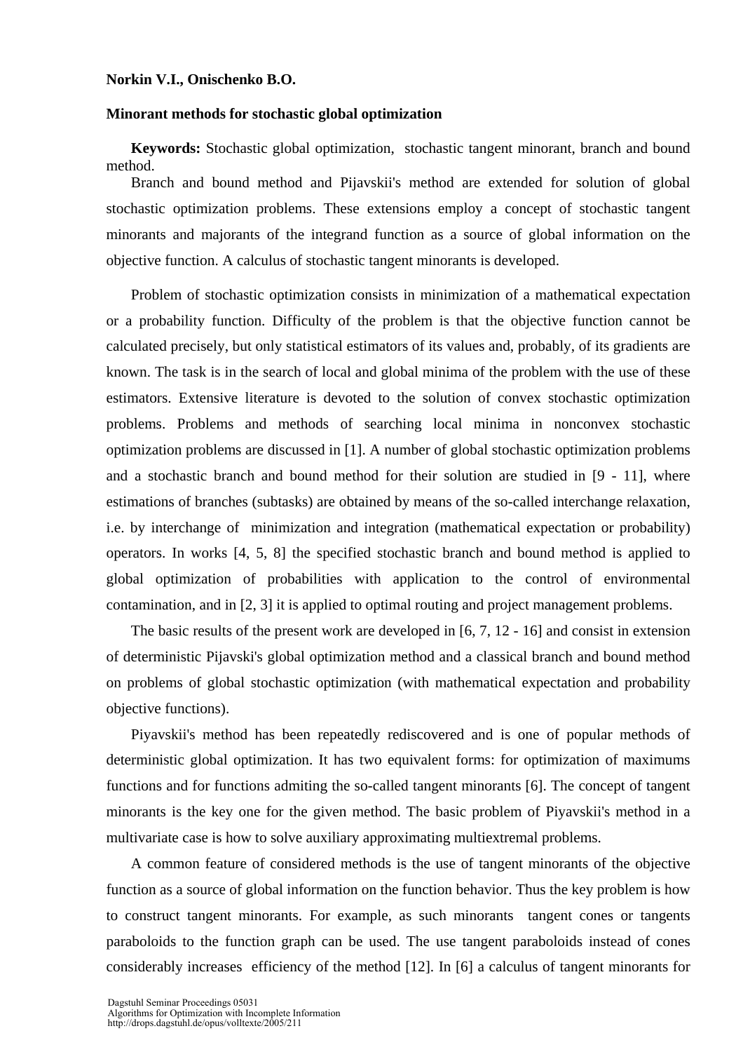**Norkin V.I., Onischenko B.O.**

**Minorant methods for stochastic global optimization**

**Keywords:** Stochastic global optimization, stochastic tangent minorant, branch and bound method.

Branch and bound method and Pijavskii's method are extended for solution of global stochastic optimization problems. These extensions employ a concept of stochastic tangent minorants and majorants of the integrand function as a source of global information on the objective function. A calculus of stochastic tangent minorants is developed.

Problem of stochastic optimization consists in minimization of a mathematical expectation or a probability function. Difficulty of the problem is that the objective function cannot be calculated precisely, but only statistical estimators of its values and, probably, of its gradients are known. The task is in the search of local and global minima of the problem with the use of these estimators. Extensive literature is devoted to the solution of convex stochastic optimization problems. Problems and methods of searching local minima in nonconvex stochastic optimization problems are discussed in [1]. A number of global stochastic optimization problems and a stochastic branch and bound method for their solution are studied in [9 - 11], where estimations of branches (subtasks) are obtained by means of the so-called interchange relaxation, i.e. by interchange of minimization and integration (mathematical expectation or probability) operators. In works [4, 5, 8] the specified stochastic branch and bound method is applied to global optimization of probabilities with application to the control of environmental contamination, and in [2, 3] it is applied to optimal routing and project management problems.

The basic results of the present work are developed in [6, 7, 12 - 16] and consist in extension of deterministic Pijavski's global optimization method and a classical branch and bound method on problems of global stochastic optimization (with mathematical expectation and probability objective functions).

Piyavskii's method has been repeatedly rediscovered and is one of popular methods of deterministic global optimization. It has two equivalent forms: for optimization of maximums functions and for functions admiting the so-called tangent minorants [6]. The concept of tangent minorants is the key one for the given method. The basic problem of Piyavskii's method in a multivariate case is how to solve auxiliary approximating multiextremal problems.

A common feature of considered methods is the use of tangent minorants of the objective function as a source of global information on the function behavior. Thus the key problem is how to construct tangent minorants. For example, as such minorants tangent cones or tangents paraboloids to the function graph can be used. The use tangent paraboloids instead of cones considerably increases efficiency of the method [12]. In [6] a calculus of tangent minorants for

Dagstuhl Seminar Proceedings 05031
Algorithms for Optimization with Incomplete Information
http://drops.dagstuhl.de/opus/volltexte/2005/211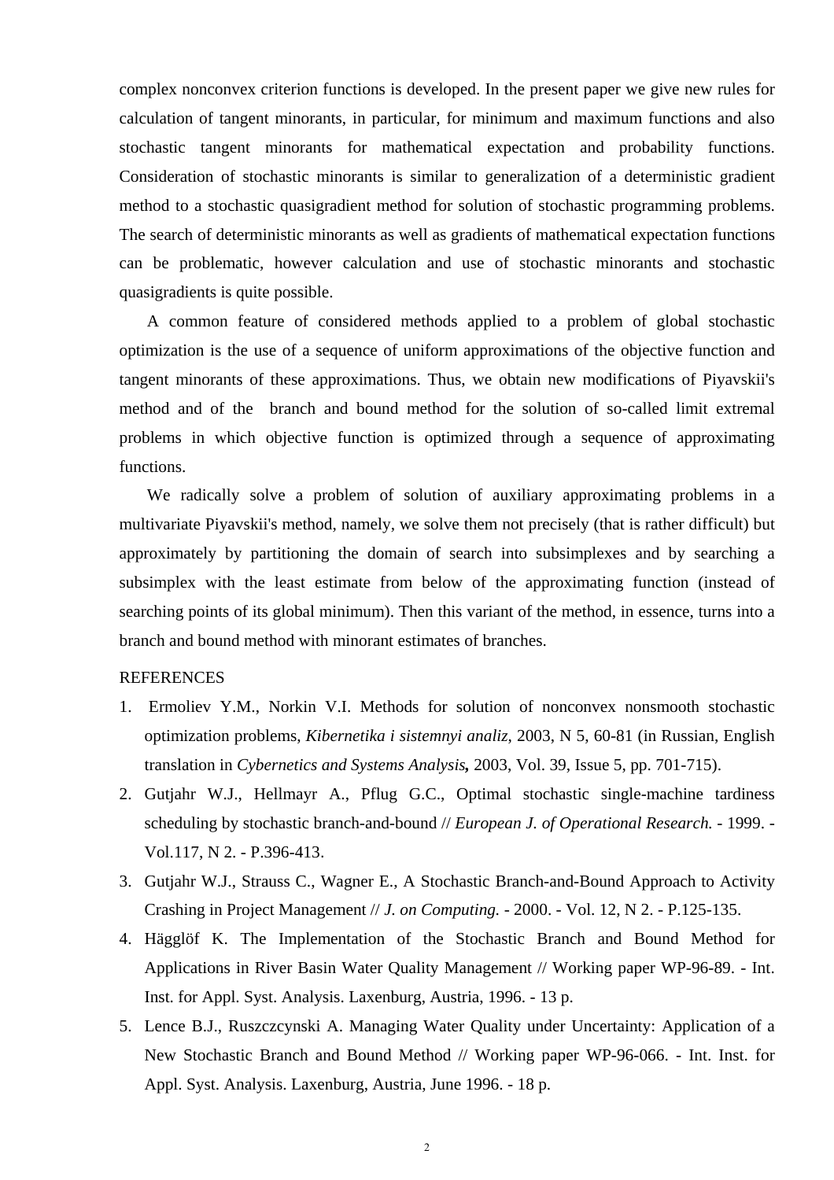complex nonconvex criterion functions is developed. In the present paper we give new rules for calculation of tangent minorants, in particular, for minimum and maximum functions and also stochastic tangent minorants for mathematical expectation and probability functions. Consideration of stochastic minorants is similar to generalization of a deterministic gradient method to a stochastic quasigradient method for solution of stochastic programming problems. The search of deterministic minorants as well as gradients of mathematical expectation functions can be problematic, however calculation and use of stochastic minorants and stochastic quasigradients is quite possible.

A common feature of considered methods applied to a problem of global stochastic optimization is the use of a sequence of uniform approximations of the objective function and tangent minorants of these approximations. Thus, we obtain new modifications of Piyavskii's method and of the branch and bound method for the solution of so-called limit extremal problems in which objective function is optimized through a sequence of approximating functions.

We radically solve a problem of solution of auxiliary approximating problems in a multivariate Piyavskii's method, namely, we solve them not precisely (that is rather difficult) but approximately by partitioning the domain of search into subsimplexes and by searching a subsimplex with the least estimate from below of the approximating function (instead of searching points of its global minimum). Then this variant of the method, in essence, turns into a branch and bound method with minorant estimates of branches.

REFERENCES

1. Ermoliev Y.M., Norkin V.I. Methods for solution of nonconvex nonsmooth stochastic optimization problems, *Kibernetika i sistemnyi analiz*, 2003, N 5, 60-81 (in Russian, English translation in *Cybernetics and Systems Analysis,* 2003, Vol. 39, Issue 5, pp. 701-715).
2. Gutjahr W.J., Hellmayr A., Pflug G.C., Optimal stochastic single-machine tardiness scheduling by stochastic branch-and-bound // *European J. of Operational Research.* - 1999. - Vol.117, N 2. - P.396-413.
3. Gutjahr W.J., Strauss C., Wagner E., A Stochastic Branch-and-Bound Approach to Activity Crashing in Project Management // *J. on Computing.* - 2000. - Vol. 12, N 2. - P.125-135.
4. Hägglöf K. The Implementation of the Stochastic Branch and Bound Method for Applications in River Basin Water Quality Management // Working paper WP-96-89. - Int. Inst. for Appl. Syst. Analysis. Laxenburg, Austria, 1996. - 13 p.
5. Lence B.J., Ruszczcynski A. Managing Water Quality under Uncertainty: Application of a New Stochastic Branch and Bound Method // Working paper WP-96-066. - Int. Inst. for Appl. Syst. Analysis. Laxenburg, Austria, June 1996. - 18 p.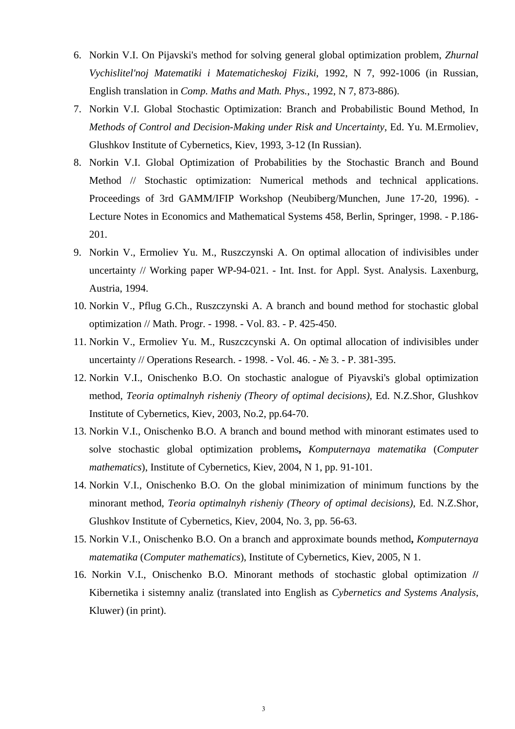6. Norkin V.I. On Pijavski's method for solving general global optimization problem, *Zhurnal Vychislitel'noj Matematiki i Matematicheskoj Fiziki*, 1992, N 7, 992-1006 (in Russian, English translation in *Comp. Maths and Math. Phys.*, 1992, N 7, 873-886).
7. Norkin V.I. Global Stochastic Optimization: Branch and Probabilistic Bound Method, In *Methods of Control and Decision-Making under Risk and Uncertainty*, Ed. Yu. M.Ermoliev, Glushkov Institute of Cybernetics, Kiev, 1993, 3-12 (In Russian).
8. Norkin V.I. Global Optimization of Probabilities by the Stochastic Branch and Bound Method // Stochastic optimization: Numerical methods and technical applications. Proceedings of 3rd GAMM/IFIP Workshop (Neubiberg/Munchen, June 17-20, 1996). - Lecture Notes in Economics and Mathematical Systems 458, Berlin, Springer, 1998. - P.186-201.
9. Norkin V., Ermoliev Yu. M., Ruszczynski A. On optimal allocation of indivisibles under uncertainty // Working paper WP-94-021. - Int. Inst. for Appl. Syst. Analysis. Laxenburg, Austria, 1994.
10. Norkin V., Pflug G.Ch., Ruszczynski A. A branch and bound method for stochastic global optimization // Math. Progr. - 1998. - Vol. 83. - P. 425-450.
11. Norkin V., Ermoliev Yu. M., Ruszczcynski A. On optimal allocation of indivisibles under uncertainty // Operations Research. - 1998. - Vol. 46. - № 3. - P. 381-395.
12. Norkin V.I., Onischenko B.O. On stochastic analogue of Piyavski's global optimization method, *Teoria optimalnyh risheniy (Theory of optimal decisions)*, Ed. N.Z.Shor, Glushkov Institute of Cybernetics, Kiev, 2003, No.2, pp.64-70.
13. Norkin V.I., Onischenko B.O. A branch and bound method with minorant estimates used to solve stochastic global optimization problems**,** *Komputernaya matematika* (*Computer mathematics*), Institute of Cybernetics, Kiev, 2004, N 1, pp. 91-101.
14. Norkin V.I., Onischenko B.O. On the global minimization of minimum functions by the minorant method, *Teoria optimalnyh risheniy (Theory of optimal decisions)*, Ed. N.Z.Shor, Glushkov Institute of Cybernetics, Kiev, 2004, No. 3, pp. 56-63.
15. Norkin V.I., Onischenko B.O. On a branch and approximate bounds method**,** *Komputernaya matematika* (*Computer mathematics*), Institute of Cybernetics, Kiev, 2005, N 1.
16. Norkin V.I., Onischenko B.O. Minorant methods of stochastic global optimization **//** Kibernetika i sistemny analiz (translated into English as *Cybernetics and Systems Analysis*, Kluwer) (in print).